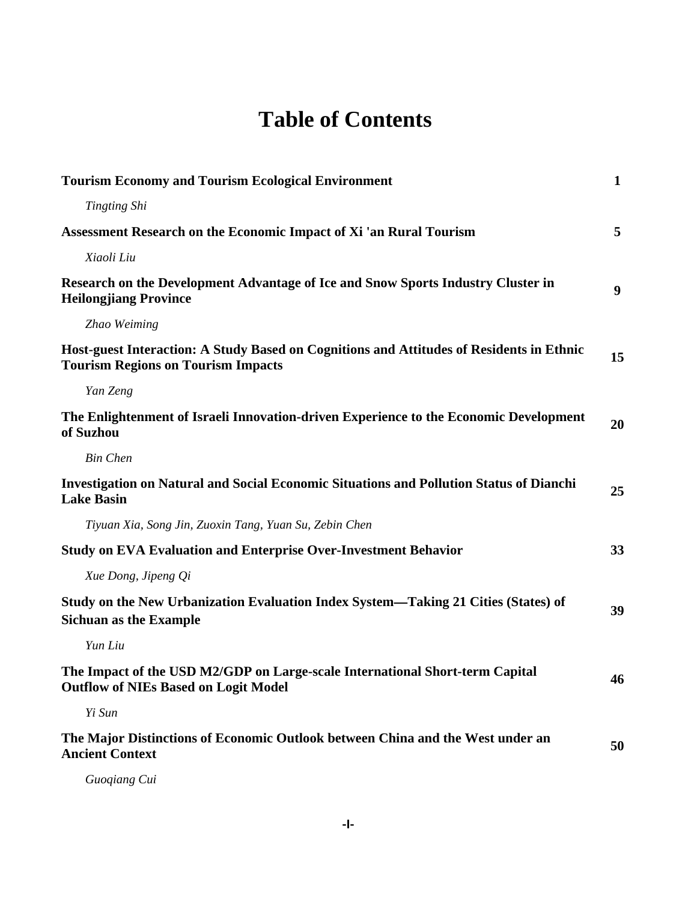# Table of Contents

**Tourism Economy and Tourism Ecological Environment** **1**

*Tingting Shi*

**Assessment Research on the Economic Impact of Xi 'an Rural Tourism** **5**

*Xiaoli Liu*

**Research on the Development Advantage of Ice and Snow Sports Industry Cluster in Heilongjiang Province** **9**

*Zhao Weiming*

**Host-guest Interaction: A Study Based on Cognitions and Attitudes of Residents in Ethnic Tourism Regions on Tourism Impacts** **15**

*Yan Zeng*

**The Enlightenment of Israeli Innovation-driven Experience to the Economic Development of Suzhou** **20**

*Bin Chen*

**Investigation on Natural and Social Economic Situations and Pollution Status of Dianchi Lake Basin** **25**

*Tiyuan Xia, Song Jin, Zuoxin Tang, Yuan Su, Zebin Chen*

**Study on EVA Evaluation and Enterprise Over-Investment Behavior** **33**

*Xue Dong, Jipeng Qi*

**Study on the New Urbanization Evaluation Index System—Taking 21 Cities (States) of Sichuan as the Example** **39**

*Yun Liu*

**The Impact of the USD M2/GDP on Large-scale International Short-term Capital Outflow of NIEs Based on Logit Model** **46**

*Yi Sun*

**The Major Distinctions of Economic Outlook between China and the West under an Ancient Context** **50**

*Guoqiang Cui*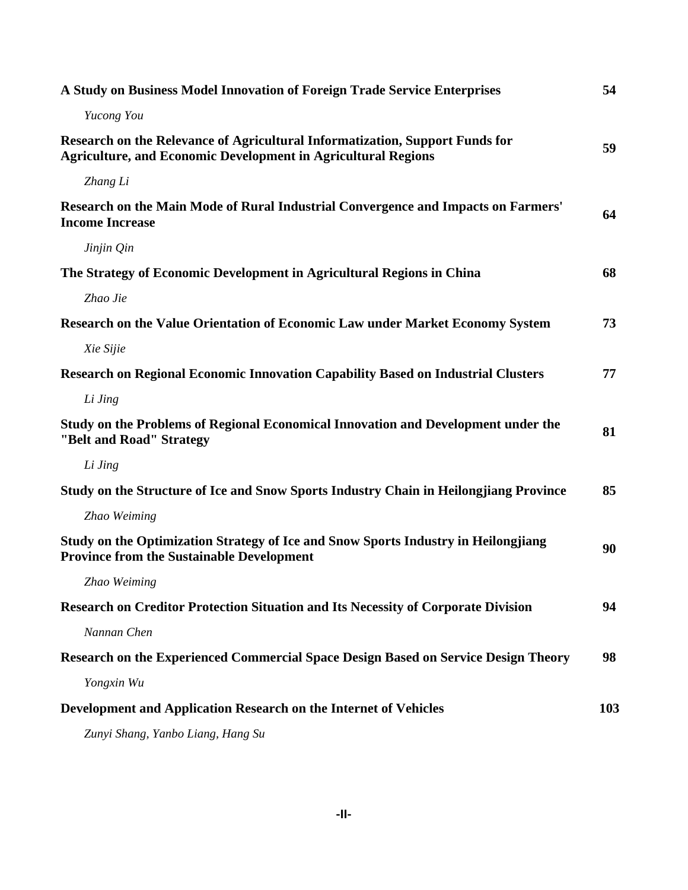**A Study on Business Model Innovation of Foreign Trade Service Enterprises** 54

*Yucong You*

**Research on the Relevance of Agricultural Informatization, Support Funds for Agriculture, and Economic Development in Agricultural Regions** 59

*Zhang Li*

**Research on the Main Mode of Rural Industrial Convergence and Impacts on Farmers' Income Increase** 64

*Jinjin Qin*

**The Strategy of Economic Development in Agricultural Regions in China** 68

*Zhao Jie*

**Research on the Value Orientation of Economic Law under Market Economy System** 73

*Xie Sijie*

**Research on Regional Economic Innovation Capability Based on Industrial Clusters** 77

*Li Jing*

**Study on the Problems of Regional Economical Innovation and Development under the "Belt and Road" Strategy** 81

*Li Jing*

**Study on the Structure of Ice and Snow Sports Industry Chain in Heilongjiang Province** 85

*Zhao Weiming*

**Study on the Optimization Strategy of Ice and Snow Sports Industry in Heilongjiang Province from the Sustainable Development** 90

*Zhao Weiming*

**Research on Creditor Protection Situation and Its Necessity of Corporate Division** 94

*Nannan Chen*

**Research on the Experienced Commercial Space Design Based on Service Design Theory** 98

*Yongxin Wu*

**Development and Application Research on the Internet of Vehicles** 103

*Zunyi Shang, Yanbo Liang, Hang Su*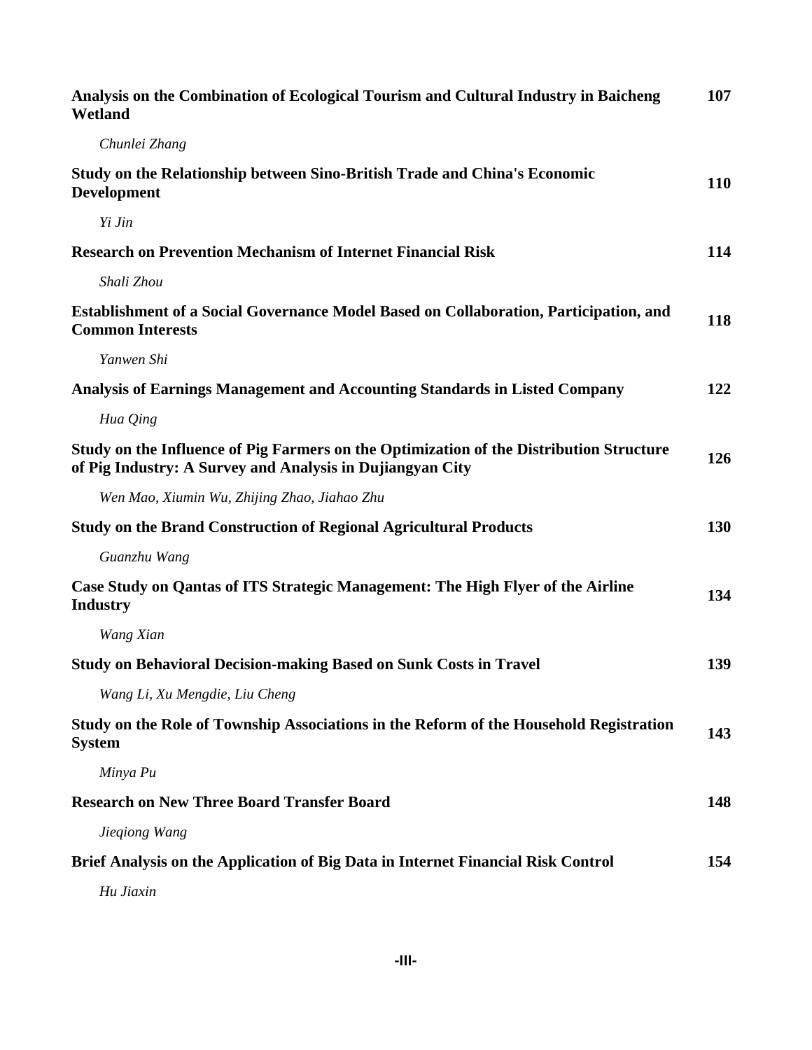**Analysis on the Combination of Ecological Tourism and Cultural Industry in Baicheng Wetland** **107**

*Chunlei Zhang*

**Study on the Relationship between Sino-British Trade and China's Economic Development** **110**

*Yi Jin*

**Research on Prevention Mechanism of Internet Financial Risk** **114**

*Shali Zhou*

**Establishment of a Social Governance Model Based on Collaboration, Participation, and Common Interests** **118**

*Yanwen Shi*

**Analysis of Earnings Management and Accounting Standards in Listed Company** **122**

*Hua Qing*

**Study on the Influence of Pig Farmers on the Optimization of the Distribution Structure of Pig Industry: A Survey and Analysis in Dujiangyan City** **126**

*Wen Mao, Xiumin Wu, Zhijing Zhao, Jiahao Zhu*

**Study on the Brand Construction of Regional Agricultural Products** **130**

*Guanzhu Wang*

**Case Study on Qantas of ITS Strategic Management: The High Flyer of the Airline Industry** **134**

*Wang Xian*

**Study on Behavioral Decision-making Based on Sunk Costs in Travel** **139**

*Wang Li, Xu Mengdie, Liu Cheng*

**Study on the Role of Township Associations in the Reform of the Household Registration System** **143**

*Minya Pu*

**Research on New Three Board Transfer Board** **148**

*Jieqiong Wang*

**Brief Analysis on the Application of Big Data in Internet Financial Risk Control** **154**

*Hu Jiaxin*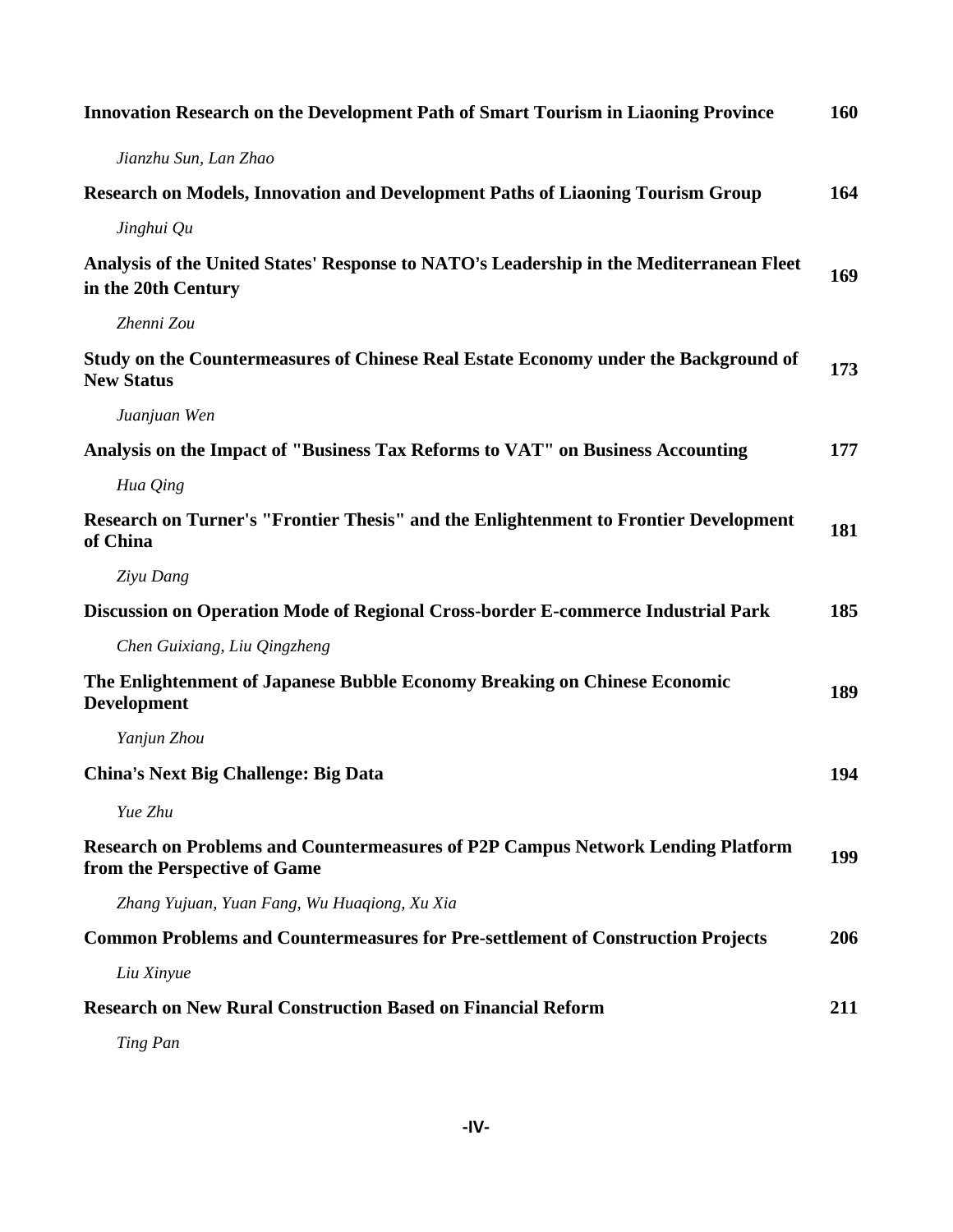**Innovation Research on the Development Path of Smart Tourism in Liaoning Province** 160

*Jianzhu Sun, Lan Zhao*

**Research on Models, Innovation and Development Paths of Liaoning Tourism Group** 164

*Jinghui Qu*

**Analysis of the United States' Response to NATO's Leadership in the Mediterranean Fleet in the 20th Century** 169

*Zhenni Zou*

**Study on the Countermeasures of Chinese Real Estate Economy under the Background of New Status** 173

*Juanjuan Wen*

**Analysis on the Impact of "Business Tax Reforms to VAT" on Business Accounting** 177

*Hua Qing*

**Research on Turner's "Frontier Thesis" and the Enlightenment to Frontier Development of China** 181

*Ziyu Dang*

**Discussion on Operation Mode of Regional Cross-border E-commerce Industrial Park** 185

*Chen Guixiang, Liu Qingzheng*

**The Enlightenment of Japanese Bubble Economy Breaking on Chinese Economic Development** 189

*Yanjun Zhou*

**China's Next Big Challenge: Big Data** 194

*Yue Zhu*

**Research on Problems and Countermeasures of P2P Campus Network Lending Platform from the Perspective of Game** 199

*Zhang Yujuan, Yuan Fang, Wu Huaqiong, Xu Xia*

**Common Problems and Countermeasures for Pre-settlement of Construction Projects** 206

*Liu Xinyue*

**Research on New Rural Construction Based on Financial Reform** 211

*Ting Pan*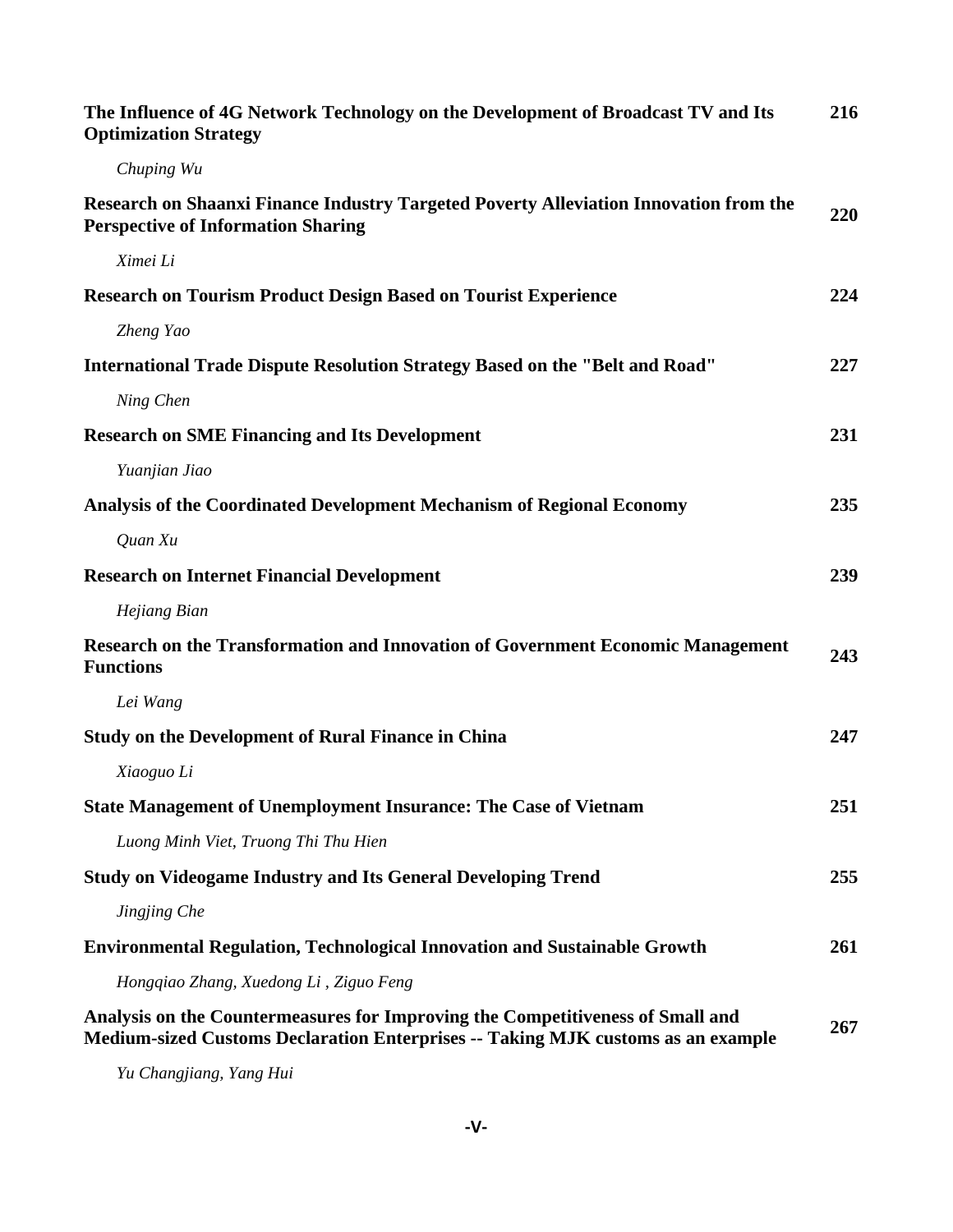**The Influence of 4G Network Technology on the Development of Broadcast TV and Its Optimization Strategy** 216

*Chuping Wu*

**Research on Shaanxi Finance Industry Targeted Poverty Alleviation Innovation from the Perspective of Information Sharing** 220

*Ximei Li*

**Research on Tourism Product Design Based on Tourist Experience** 224

*Zheng Yao*

**International Trade Dispute Resolution Strategy Based on the "Belt and Road"** 227

*Ning Chen*

**Research on SME Financing and Its Development** 231

*Yuanjian Jiao*

**Analysis of the Coordinated Development Mechanism of Regional Economy** 235

*Quan Xu*

**Research on Internet Financial Development** 239

*Hejiang Bian*

**Research on the Transformation and Innovation of Government Economic Management Functions** 243

*Lei Wang*

**Study on the Development of Rural Finance in China** 247

*Xiaoguo Li*

**State Management of Unemployment Insurance: The Case of Vietnam** 251

*Luong Minh Viet, Truong Thi Thu Hien*

**Study on Videogame Industry and Its General Developing Trend** 255

*Jingjing Che*

**Environmental Regulation, Technological Innovation and Sustainable Growth** 261

*Hongqiao Zhang, Xuedong Li , Ziguo Feng*

**Analysis on the Countermeasures for Improving the Competitiveness of Small and Medium-sized Customs Declaration Enterprises -- Taking MJK customs as an example** 267

*Yu Changjiang, Yang Hui*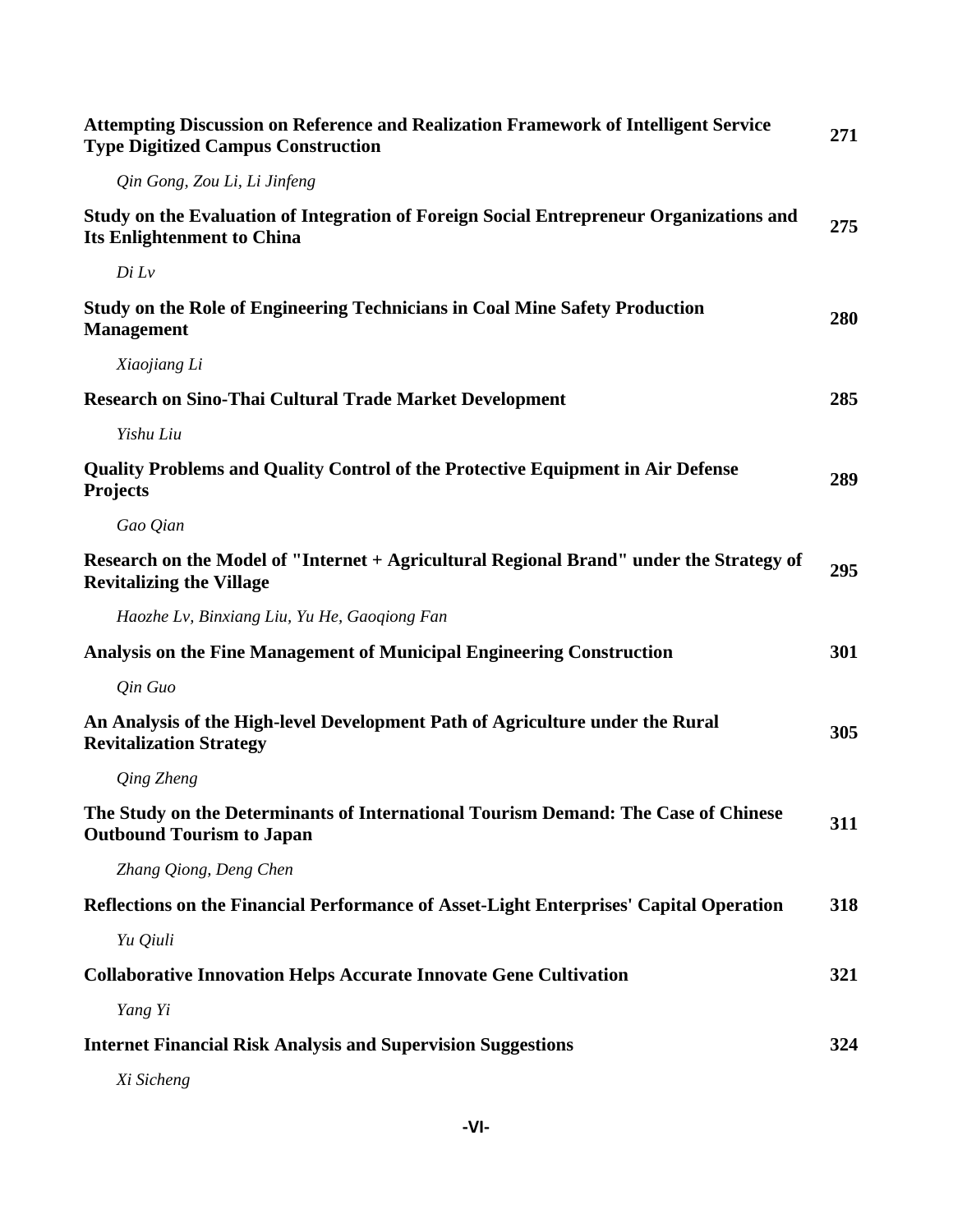| | |
|---|---|
| **Attempting Discussion on Reference and Realization Framework of Intelligent Service Type Digitized Campus Construction** | **271** |
| *Qin Gong, Zou Li, Li Jinfeng* | |
| **Study on the Evaluation of Integration of Foreign Social Entrepreneur Organizations and Its Enlightenment to China** | **275** |
| *Di Lv* | |
| **Study on the Role of Engineering Technicians in Coal Mine Safety Production Management** | **280** |
| *Xiaojiang Li* | |
| **Research on Sino-Thai Cultural Trade Market Development** | **285** |
| *Yishu Liu* | |
| **Quality Problems and Quality Control of the Protective Equipment in Air Defense Projects** | **289** |
| *Gao Qian* | |
| **Research on the Model of "Internet + Agricultural Regional Brand" under the Strategy of Revitalizing the Village** | **295** |
| *Haozhe Lv, Binxiang Liu, Yu He, Gaoqiong Fan* | |
| **Analysis on the Fine Management of Municipal Engineering Construction** | **301** |
| *Qin Guo* | |
| **An Analysis of the High-level Development Path of Agriculture under the Rural Revitalization Strategy** | **305** |
| *Qing Zheng* | |
| **The Study on the Determinants of International Tourism Demand: The Case of Chinese Outbound Tourism to Japan** | **311** |
| *Zhang Qiong, Deng Chen* | |
| **Reflections on the Financial Performance of Asset-Light Enterprises' Capital Operation** | **318** |
| *Yu Qiuli* | |
| **Collaborative Innovation Helps Accurate Innovate Gene Cultivation** | **321** |
| *Yang Yi* | |
| **Internet Financial Risk Analysis and Supervision Suggestions** | **324** |
| *Xi Sicheng* | |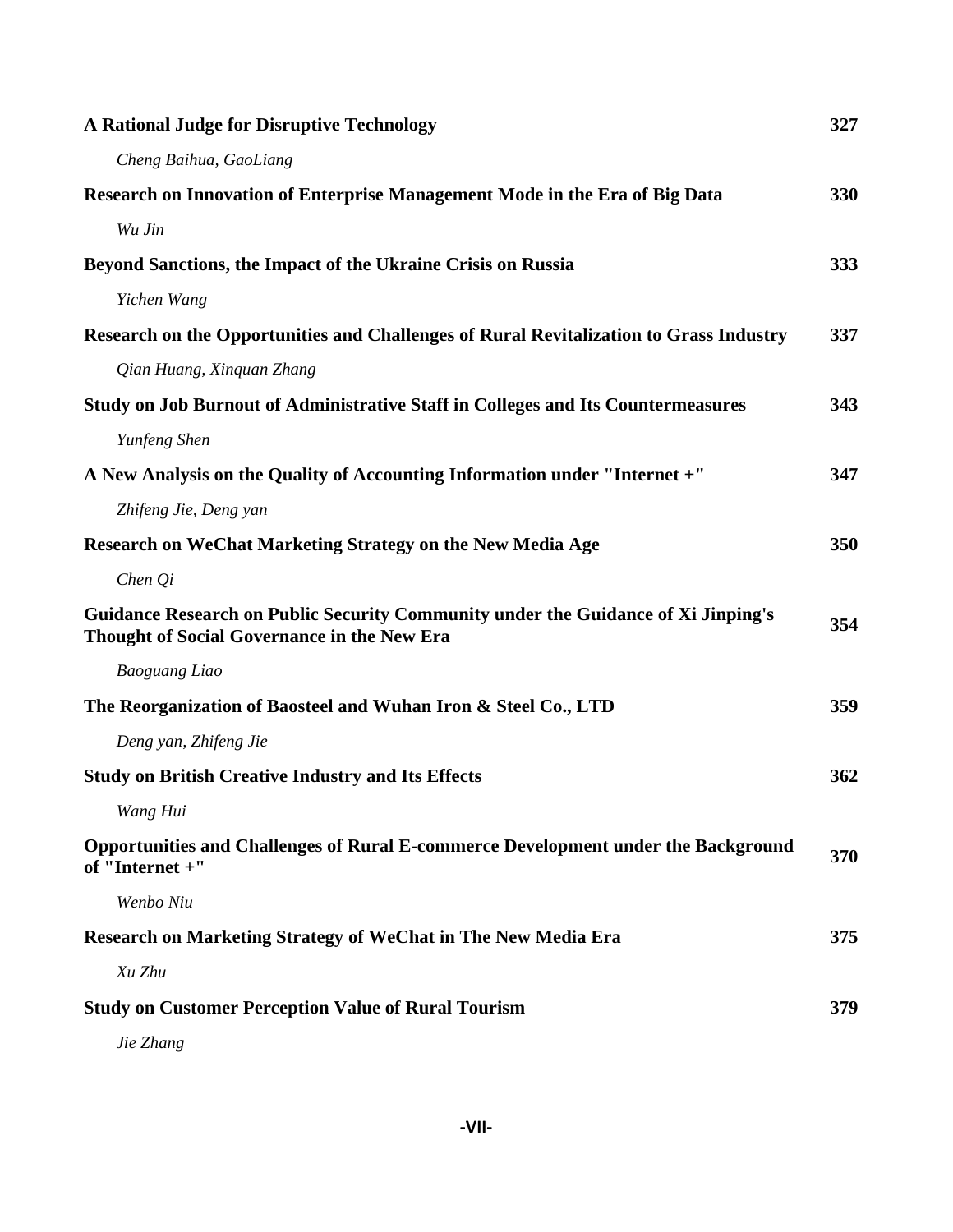**A Rational Judge for Disruptive Technology** 327

*Cheng Baihua, GaoLiang*

**Research on Innovation of Enterprise Management Mode in the Era of Big Data** 330

*Wu Jin*

**Beyond Sanctions, the Impact of the Ukraine Crisis on Russia** 333

*Yichen Wang*

**Research on the Opportunities and Challenges of Rural Revitalization to Grass Industry** 337

*Qian Huang, Xinquan Zhang*

**Study on Job Burnout of Administrative Staff in Colleges and Its Countermeasures** 343

*Yunfeng Shen*

**A New Analysis on the Quality of Accounting Information under "Internet +"** 347

*Zhifeng Jie, Deng yan*

**Research on WeChat Marketing Strategy on the New Media Age** 350

*Chen Qi*

**Guidance Research on Public Security Community under the Guidance of Xi Jinping's Thought of Social Governance in the New Era** 354

*Baoguang Liao*

**The Reorganization of Baosteel and Wuhan Iron & Steel Co., LTD** 359

*Deng yan, Zhifeng Jie*

**Study on British Creative Industry and Its Effects** 362

*Wang Hui*

**Opportunities and Challenges of Rural E-commerce Development under the Background of "Internet +"** 370

*Wenbo Niu*

**Research on Marketing Strategy of WeChat in The New Media Era** 375

*Xu Zhu*

**Study on Customer Perception Value of Rural Tourism** 379

*Jie Zhang*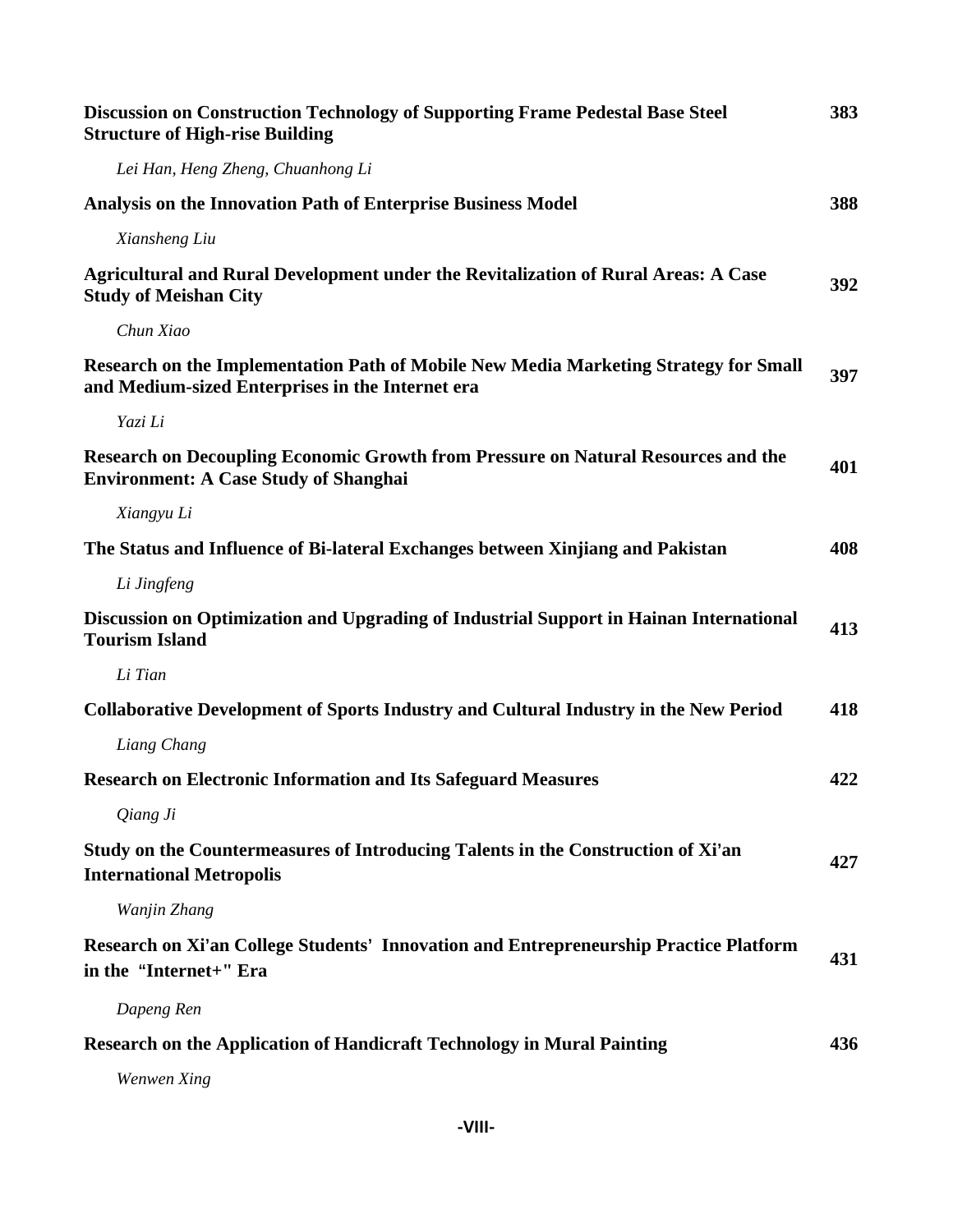**Discussion on Construction Technology of Supporting Frame Pedestal Base Steel Structure of High-rise Building** **383**

*Lei Han, Heng Zheng, Chuanhong Li*

**Analysis on the Innovation Path of Enterprise Business Model** **388**

*Xiansheng Liu*

**Agricultural and Rural Development under the Revitalization of Rural Areas: A Case Study of Meishan City** **392**

*Chun Xiao*

**Research on the Implementation Path of Mobile New Media Marketing Strategy for Small and Medium-sized Enterprises in the Internet era** **397**

*Yazi Li*

**Research on Decoupling Economic Growth from Pressure on Natural Resources and the Environment: A Case Study of Shanghai** **401**

*Xiangyu Li*

**The Status and Influence of Bi-lateral Exchanges between Xinjiang and Pakistan** **408**

*Li Jingfeng*

**Discussion on Optimization and Upgrading of Industrial Support in Hainan International Tourism Island** **413**

*Li Tian*

**Collaborative Development of Sports Industry and Cultural Industry in the New Period** **418**

*Liang Chang*

**Research on Electronic Information and Its Safeguard Measures** **422**

*Qiang Ji*

**Study on the Countermeasures of Introducing Talents in the Construction of Xi'an International Metropolis** **427**

*Wanjin Zhang*

**Research on Xi'an College Students' Innovation and Entrepreneurship Practice Platform in the "Internet+" Era** **431**

*Dapeng Ren*

**Research on the Application of Handicraft Technology in Mural Painting** **436**

*Wenwen Xing*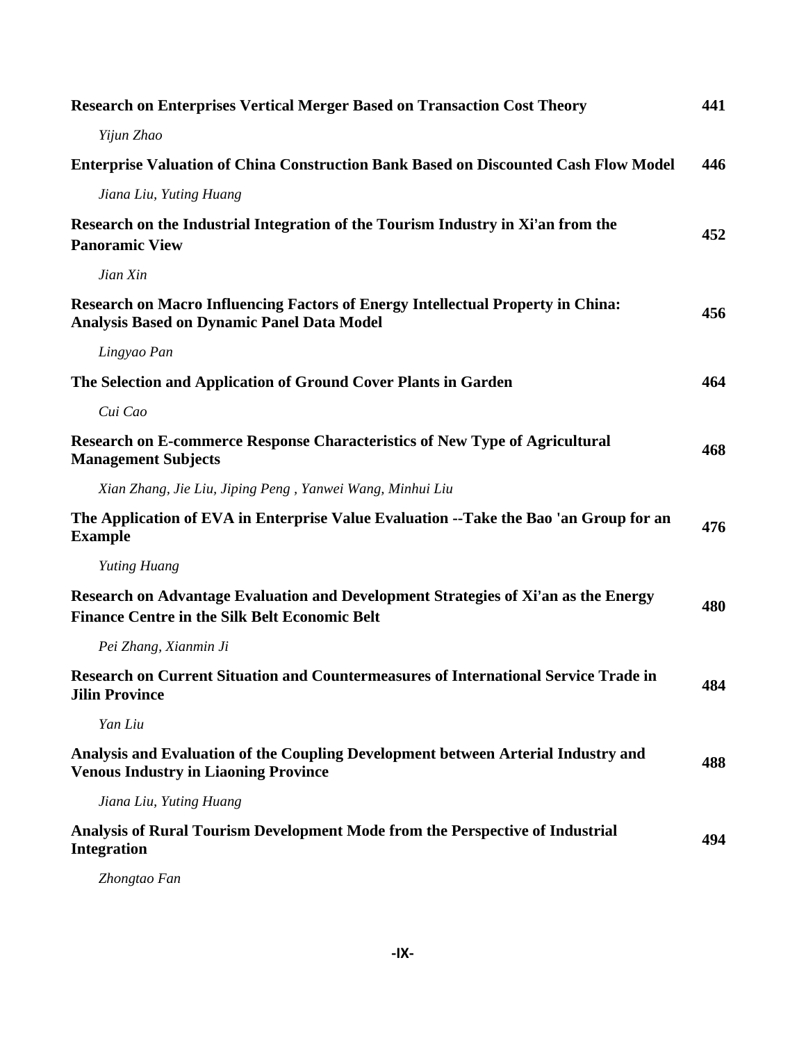**Research on Enterprises Vertical Merger Based on Transaction Cost Theory** 441

*Yijun Zhao*

**Enterprise Valuation of China Construction Bank Based on Discounted Cash Flow Model** 446

*Jiana Liu, Yuting Huang*

**Research on the Industrial Integration of the Tourism Industry in Xi'an from the Panoramic View** 452

*Jian Xin*

**Research on Macro Influencing Factors of Energy Intellectual Property in China: Analysis Based on Dynamic Panel Data Model** 456

*Lingyao Pan*

**The Selection and Application of Ground Cover Plants in Garden** 464

*Cui Cao*

**Research on E-commerce Response Characteristics of New Type of Agricultural Management Subjects** 468

*Xian Zhang, Jie Liu, Jiping Peng , Yanwei Wang, Minhui Liu*

**The Application of EVA in Enterprise Value Evaluation --Take the Bao 'an Group for an Example** 476

*Yuting Huang*

**Research on Advantage Evaluation and Development Strategies of Xi'an as the Energy Finance Centre in the Silk Belt Economic Belt** 480

*Pei Zhang, Xianmin Ji*

**Research on Current Situation and Countermeasures of International Service Trade in Jilin Province** 484

*Yan Liu*

**Analysis and Evaluation of the Coupling Development between Arterial Industry and Venous Industry in Liaoning Province** 488

*Jiana Liu, Yuting Huang*

**Analysis of Rural Tourism Development Mode from the Perspective of Industrial Integration** 494

*Zhongtao Fan*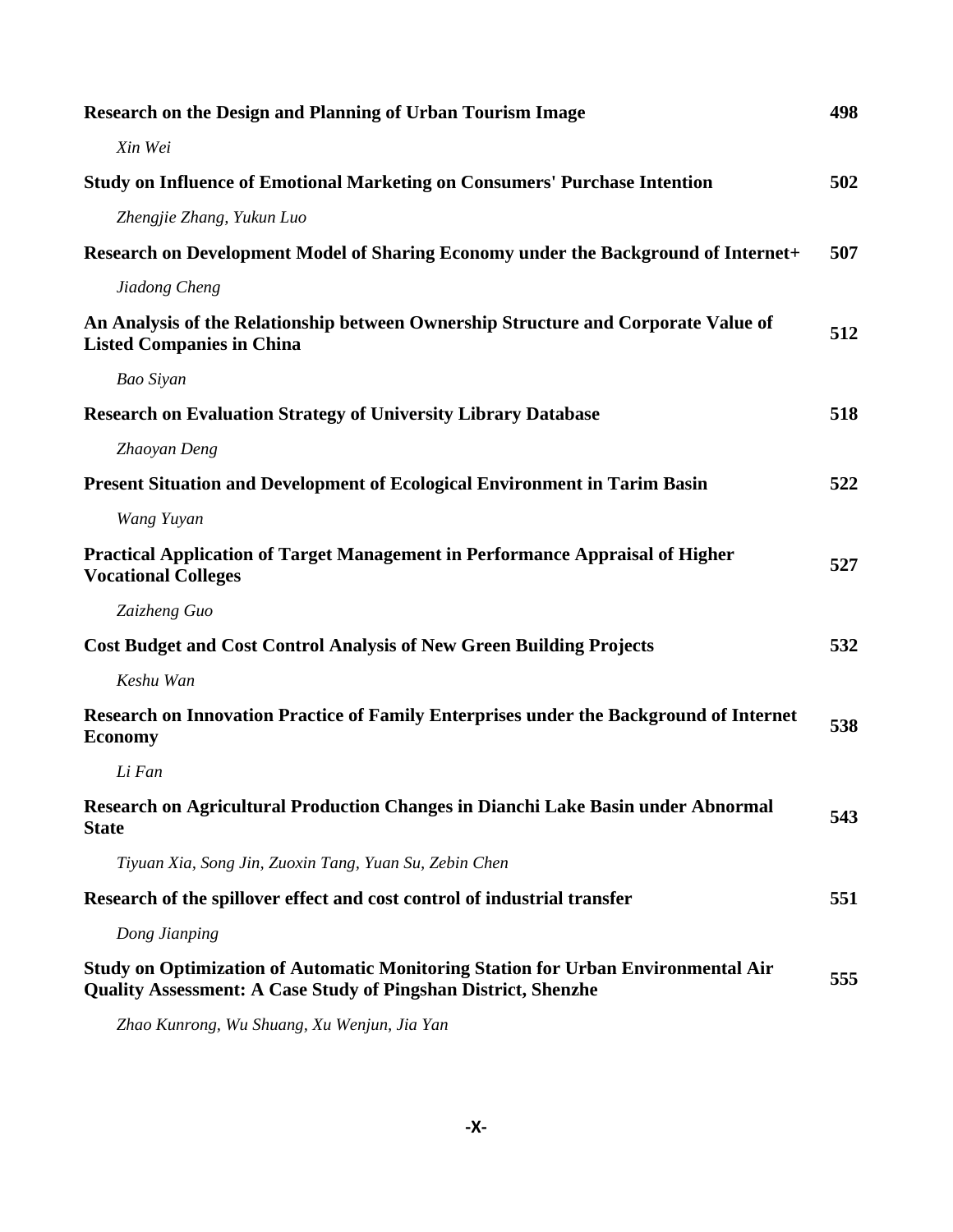**Research on the Design and Planning of Urban Tourism Image** 498

*Xin Wei*

**Study on Influence of Emotional Marketing on Consumers' Purchase Intention** 502

*Zhengjie Zhang, Yukun Luo*

**Research on Development Model of Sharing Economy under the Background of Internet+** 507

*Jiadong Cheng*

**An Analysis of the Relationship between Ownership Structure and Corporate Value of Listed Companies in China** 512

*Bao Siyan*

**Research on Evaluation Strategy of University Library Database** 518

*Zhaoyan Deng*

**Present Situation and Development of Ecological Environment in Tarim Basin** 522

*Wang Yuyan*

**Practical Application of Target Management in Performance Appraisal of Higher Vocational Colleges** 527

*Zaizheng Guo*

**Cost Budget and Cost Control Analysis of New Green Building Projects** 532

*Keshu Wan*

**Research on Innovation Practice of Family Enterprises under the Background of Internet Economy** 538

*Li Fan*

**Research on Agricultural Production Changes in Dianchi Lake Basin under Abnormal State** 543

*Tiyuan Xia, Song Jin, Zuoxin Tang, Yuan Su, Zebin Chen*

**Research of the spillover effect and cost control of industrial transfer** 551

*Dong Jianping*

**Study on Optimization of Automatic Monitoring Station for Urban Environmental Air Quality Assessment: A Case Study of Pingshan District, Shenzhe** 555

*Zhao Kunrong, Wu Shuang, Xu Wenjun, Jia Yan*